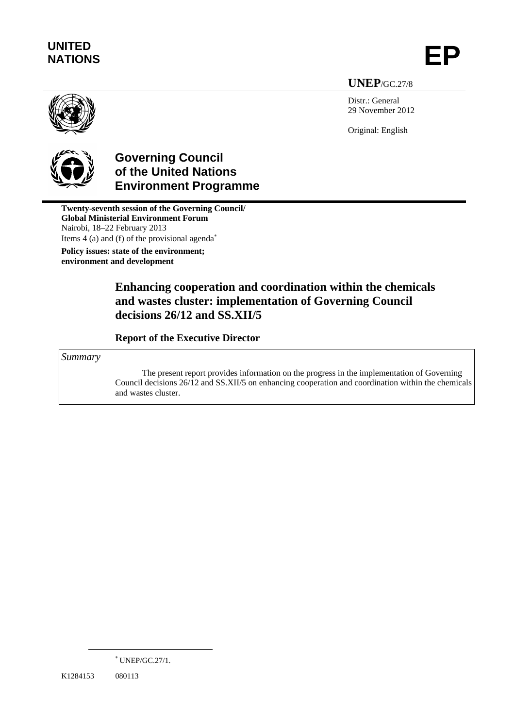**UNITED NATIONS**

**EP**

**UNEP**/GC.27/8

Distr.: General
29 November 2012

Original: English

**Governing Council of the United Nations Environment Programme**

**Twenty-seventh session of the Governing Council/ Global Ministerial Environment Forum**
Nairobi, 18–22 February 2013
Items 4 (a) and (f) of the provisional agenda*

**Policy issues: state of the environment; environment and development**

# Enhancing cooperation and coordination within the chemicals and wastes cluster: implementation of Governing Council decisions 26/12 and SS.XII/5

## Report of the Executive Director

*Summary*

The present report provides information on the progress in the implementation of Governing Council decisions 26/12 and SS.XII/5 on enhancing cooperation and coordination within the chemicals and wastes cluster.

* UNEP/GC.27/1.

K1284153 080113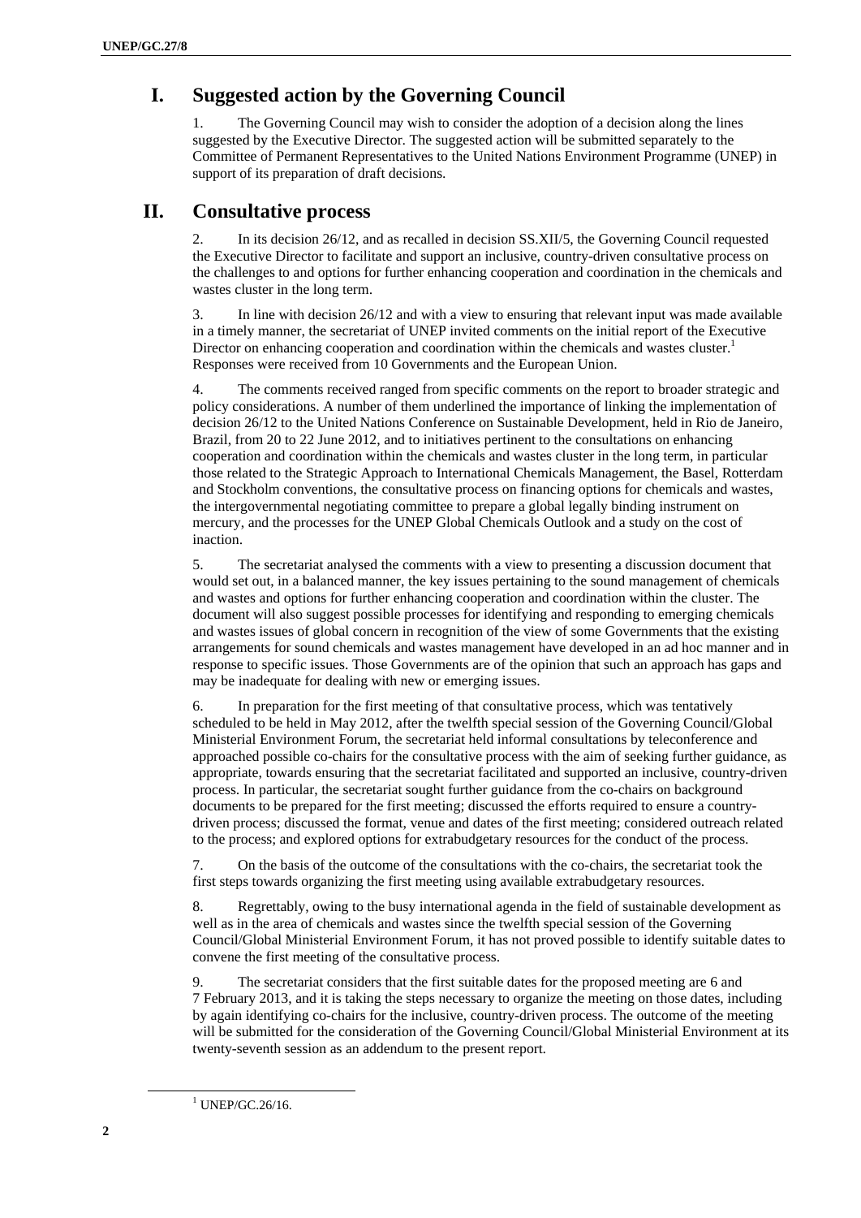# I. Suggested action by the Governing Council

1. The Governing Council may wish to consider the adoption of a decision along the lines suggested by the Executive Director. The suggested action will be submitted separately to the Committee of Permanent Representatives to the United Nations Environment Programme (UNEP) in support of its preparation of draft decisions.

# II. Consultative process

2. In its decision 26/12, and as recalled in decision SS.XII/5, the Governing Council requested the Executive Director to facilitate and support an inclusive, country-driven consultative process on the challenges to and options for further enhancing cooperation and coordination in the chemicals and wastes cluster in the long term.

3. In line with decision 26/12 and with a view to ensuring that relevant input was made available in a timely manner, the secretariat of UNEP invited comments on the initial report of the Executive Director on enhancing cooperation and coordination within the chemicals and wastes cluster.[1] Responses were received from 10 Governments and the European Union.

4. The comments received ranged from specific comments on the report to broader strategic and policy considerations. A number of them underlined the importance of linking the implementation of decision 26/12 to the United Nations Conference on Sustainable Development, held in Rio de Janeiro, Brazil, from 20 to 22 June 2012, and to initiatives pertinent to the consultations on enhancing cooperation and coordination within the chemicals and wastes cluster in the long term, in particular those related to the Strategic Approach to International Chemicals Management, the Basel, Rotterdam and Stockholm conventions, the consultative process on financing options for chemicals and wastes, the intergovernmental negotiating committee to prepare a global legally binding instrument on mercury, and the processes for the UNEP Global Chemicals Outlook and a study on the cost of inaction.

5. The secretariat analysed the comments with a view to presenting a discussion document that would set out, in a balanced manner, the key issues pertaining to the sound management of chemicals and wastes and options for further enhancing cooperation and coordination within the cluster. The document will also suggest possible processes for identifying and responding to emerging chemicals and wastes issues of global concern in recognition of the view of some Governments that the existing arrangements for sound chemicals and wastes management have developed in an ad hoc manner and in response to specific issues. Those Governments are of the opinion that such an approach has gaps and may be inadequate for dealing with new or emerging issues.

6. In preparation for the first meeting of that consultative process, which was tentatively scheduled to be held in May 2012, after the twelfth special session of the Governing Council/Global Ministerial Environment Forum, the secretariat held informal consultations by teleconference and approached possible co-chairs for the consultative process with the aim of seeking further guidance, as appropriate, towards ensuring that the secretariat facilitated and supported an inclusive, country-driven process. In particular, the secretariat sought further guidance from the co-chairs on background documents to be prepared for the first meeting; discussed the efforts required to ensure a country-driven process; discussed the format, venue and dates of the first meeting; considered outreach related to the process; and explored options for extrabudgetary resources for the conduct of the process.

7. On the basis of the outcome of the consultations with the co-chairs, the secretariat took the first steps towards organizing the first meeting using available extrabudgetary resources.

8. Regrettably, owing to the busy international agenda in the field of sustainable development as well as in the area of chemicals and wastes since the twelfth special session of the Governing Council/Global Ministerial Environment Forum, it has not proved possible to identify suitable dates to convene the first meeting of the consultative process.

9. The secretariat considers that the first suitable dates for the proposed meeting are 6 and 7 February 2013, and it is taking the steps necessary to organize the meeting on those dates, including by again identifying co-chairs for the inclusive, country-driven process. The outcome of the meeting will be submitted for the consideration of the Governing Council/Global Ministerial Environment at its twenty-seventh session as an addendum to the present report.

[1] UNEP/GC.26/16.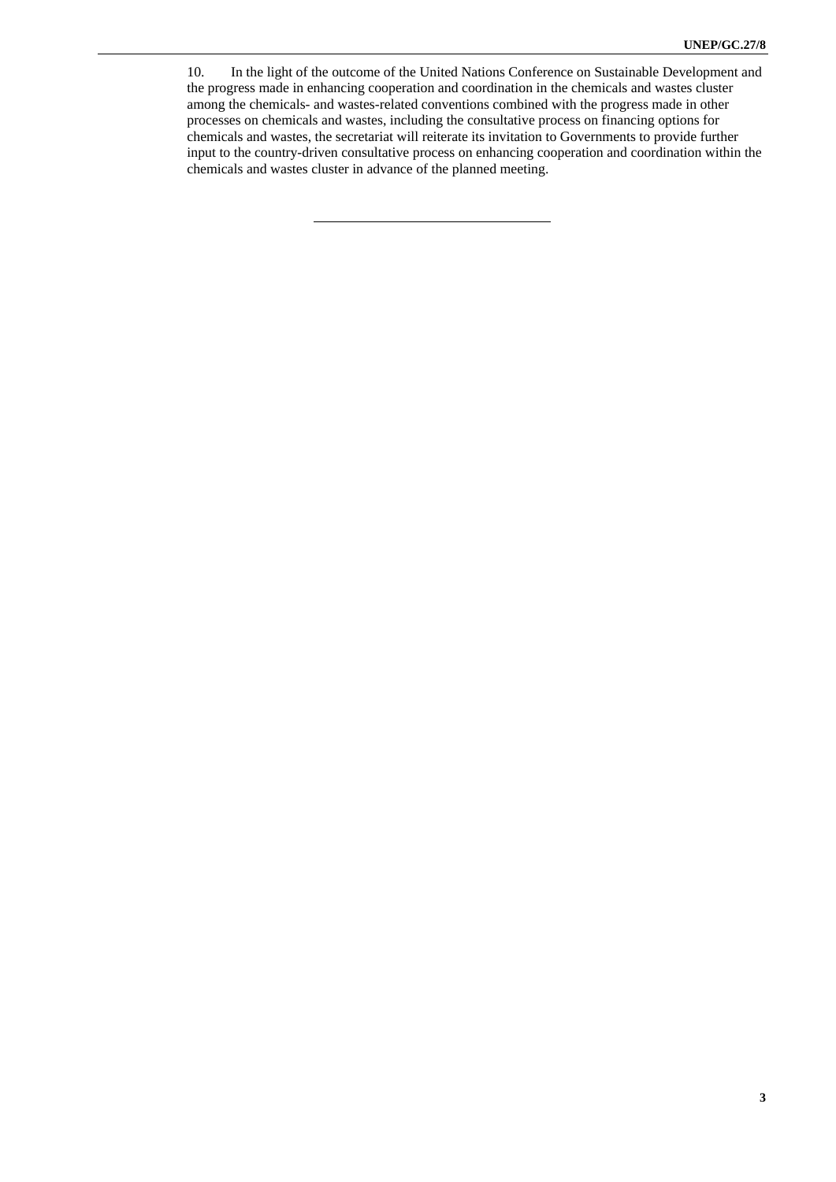10. In the light of the outcome of the United Nations Conference on Sustainable Development and the progress made in enhancing cooperation and coordination in the chemicals and wastes cluster among the chemicals- and wastes-related conventions combined with the progress made in other processes on chemicals and wastes, including the consultative process on financing options for chemicals and wastes, the secretariat will reiterate its invitation to Governments to provide further input to the country-driven consultative process on enhancing cooperation and coordination within the chemicals and wastes cluster in advance of the planned meeting.